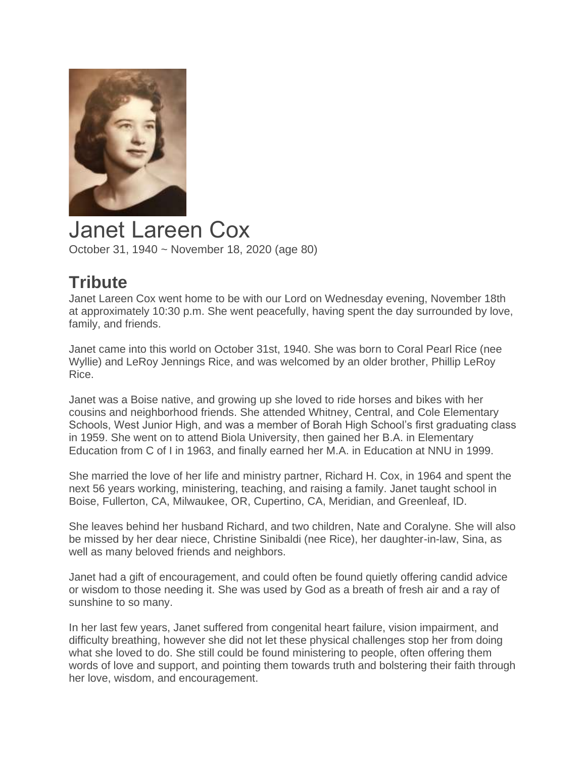# Janet Lareen Cox

October 31, 1940 ~ November 18, 2020 (age 80)

## Tribute

Janet Lareen Cox went home to be with our Lord on Wednesday evening, November 18th at approximately 10:30 p.m. She went peacefully, having spent the day surrounded by love, family, and friends.

Janet came into this world on October 31st, 1940. She was born to Coral Pearl Rice (nee Wyllie) and LeRoy Jennings Rice, and was welcomed by an older brother, Phillip LeRoy Rice.

Janet was a Boise native, and growing up she loved to ride horses and bikes with her cousins and neighborhood friends. She attended Whitney, Central, and Cole Elementary Schools, West Junior High, and was a member of Borah High School's first graduating class in 1959. She went on to attend Biola University, then gained her B.A. in Elementary Education from C of I in 1963, and finally earned her M.A. in Education at NNU in 1999.

She married the love of her life and ministry partner, Richard H. Cox, in 1964 and spent the next 56 years working, ministering, teaching, and raising a family. Janet taught school in Boise, Fullerton, CA, Milwaukee, OR, Cupertino, CA, Meridian, and Greenleaf, ID.

She leaves behind her husband Richard, and two children, Nate and Coralyne. She will also be missed by her dear niece, Christine Sinibaldi (nee Rice), her daughter-in-law, Sina, as well as many beloved friends and neighbors.

Janet had a gift of encouragement, and could often be found quietly offering candid advice or wisdom to those needing it. She was used by God as a breath of fresh air and a ray of sunshine to so many.

In her last few years, Janet suffered from congenital heart failure, vision impairment, and difficulty breathing, however she did not let these physical challenges stop her from doing what she loved to do. She still could be found ministering to people, often offering them words of love and support, and pointing them towards truth and bolstering their faith through her love, wisdom, and encouragement.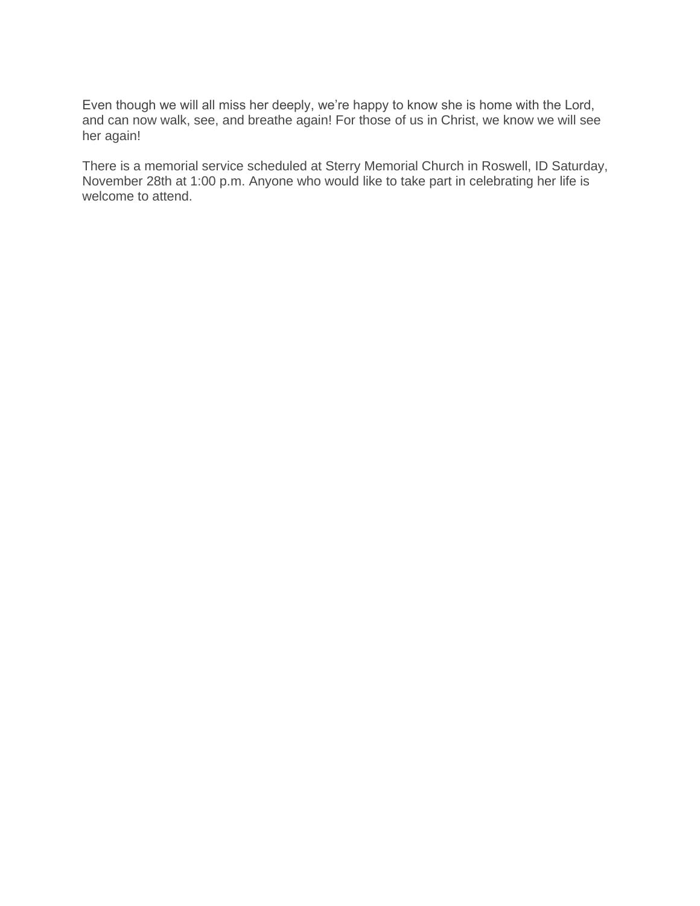Even though we will all miss her deeply, we're happy to know she is home with the Lord, and can now walk, see, and breathe again! For those of us in Christ, we know we will see her again!

There is a memorial service scheduled at Sterry Memorial Church in Roswell, ID Saturday, November 28th at 1:00 p.m. Anyone who would like to take part in celebrating her life is welcome to attend.